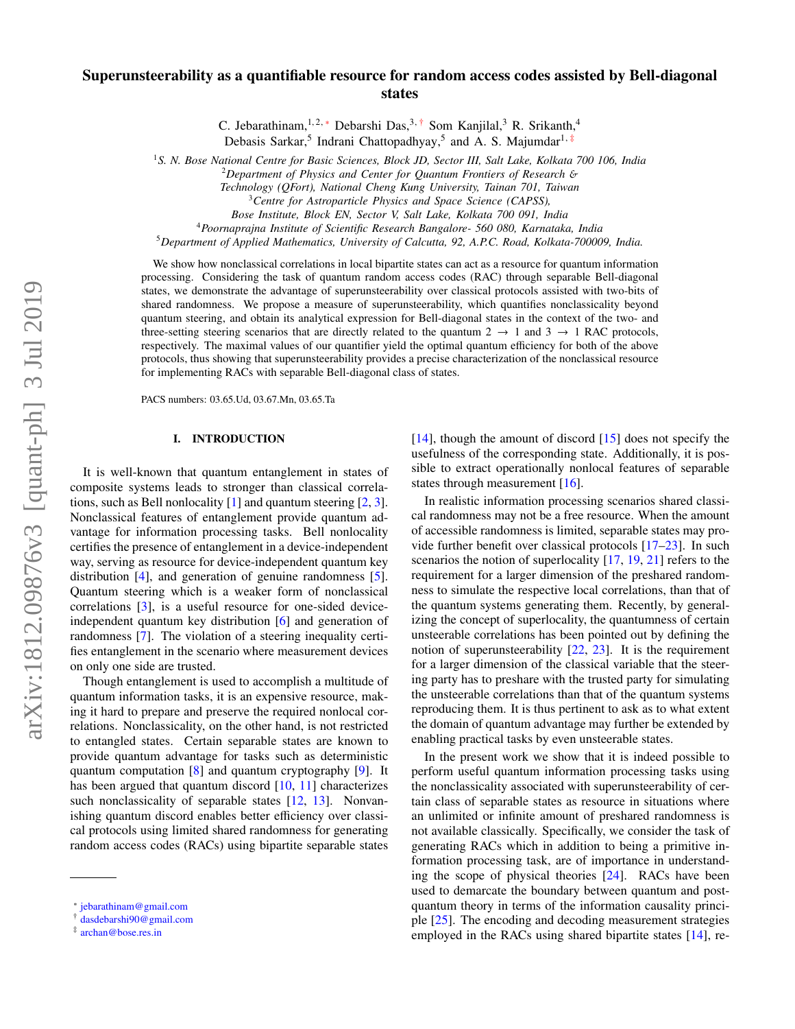# Superunsteerability as a quantifiable resource for random access codes assisted by Bell-diagonal states

C. Jebarathinam,[1,2,*] Debarshi Das,[3,†] Som Kanjilal,[3] R. Srikanth,[4] Debasis Sarkar,[5] Indrani Chattopadhyay,[5] and A. S. Majumdar[1,‡]

[1] *S. N. Bose National Centre for Basic Sciences, Block JD, Sector III, Salt Lake, Kolkata 700 106, India*
[2] *Department of Physics and Center for Quantum Frontiers of Research & Technology (QFort), National Cheng Kung University, Tainan 701, Taiwan*
[3] *Centre for Astroparticle Physics and Space Science (CAPSS), Bose Institute, Block EN, Sector V, Salt Lake, Kolkata 700 091, India*
[4] *Poornaprajna Institute of Scientific Research Bangalore- 560 080, Karnataka, India*
[5] *Department of Applied Mathematics, University of Calcutta, 92, A.P.C. Road, Kolkata-700009, India.*

We show how nonclassical correlations in local bipartite states can act as a resource for quantum information processing. Considering the task of quantum random access codes (RAC) through separable Bell-diagonal states, we demonstrate the advantage of superunsteerability over classical protocols assisted with two-bits of shared randomness. We propose a measure of superunsteerability, which quantifies nonclassicality beyond quantum steering, and obtain its analytical expression for Bell-diagonal states in the context of the two- and three-setting steering scenarios that are directly related to the quantum $2 \rightarrow 1$ and $3 \rightarrow 1$ RAC protocols, respectively. The maximal values of our quantifier yield the optimal quantum efficiency for both of the above protocols, thus showing that superunsteerability provides a precise characterization of the nonclassical resource for implementing RACs with separable Bell-diagonal class of states.

PACS numbers: 03.65.Ud, 03.67.Mn, 03.65.Ta

## I. INTRODUCTION

It is well-known that quantum entanglement in states of composite systems leads to stronger than classical correlations, such as Bell nonlocality [1] and quantum steering [2, 3]. Nonclassical features of entanglement provide quantum advantage for information processing tasks. Bell nonlocality certifies the presence of entanglement in a device-independent way, serving as resource for device-independent quantum key distribution [4], and generation of genuine randomness [5]. Quantum steering which is a weaker form of nonclassical correlations [3], is a useful resource for one-sided device-independent quantum key distribution [6] and generation of randomness [7]. The violation of a steering inequality certifies entanglement in the scenario where measurement devices on only one side are trusted.

Though entanglement is used to accomplish a multitude of quantum information tasks, it is an expensive resource, making it hard to prepare and preserve the required nonlocal correlations. Nonclassicality, on the other hand, is not restricted to entangled states. Certain separable states are known to provide quantum advantage for tasks such as deterministic quantum computation [8] and quantum cryptography [9]. It has been argued that quantum discord [10, 11] characterizes such nonclassicality of separable states [12, 13]. Nonvanishing quantum discord enables better efficiency over classical protocols using limited shared randomness for generating random access codes (RACs) using bipartite separable states [14], though the amount of discord [15] does not specify the usefulness of the corresponding state. Additionally, it is possible to extract operationally nonlocal features of separable states through measurement [16].

In realistic information processing scenarios shared classical randomness may not be a free resource. When the amount of accessible randomness is limited, separable states may provide further benefit over classical protocols [17–23]. In such scenarios the notion of superlocality [17, 19, 21] refers to the requirement for a larger dimension of the preshared randomness to simulate the respective local correlations, than that of the quantum systems generating them. Recently, by generalizing the concept of superlocality, the quantumness of certain unsteerable correlations has been pointed out by defining the notion of superunsteerability [22, 23]. It is the requirement for a larger dimension of the classical variable that the steering party has to preshare with the trusted party for simulating the unsteerable correlations than that of the quantum systems reproducing them. It is thus pertinent to ask as to what extent the domain of quantum advantage may further be extended by enabling practical tasks by even unsteerable states.

In the present work we show that it is indeed possible to perform useful quantum information processing tasks using the nonclassicality associated with superunsteerability of certain class of separable states as resource in situations where an unlimited or infinite amount of preshared randomness is not available classically. Specifically, we consider the task of generating RACs which in addition to being a primitive information processing task, are of importance in understanding the scope of physical theories [24]. RACs have been used to demarcate the boundary between quantum and post-quantum theory in terms of the information causality principle [25]. The encoding and decoding measurement strategies employed in the RACs using shared bipartite states [14], re-

* jebarathinam@gmail.com
† dasdebarshi90@gmail.com
‡ archan@bose.res.in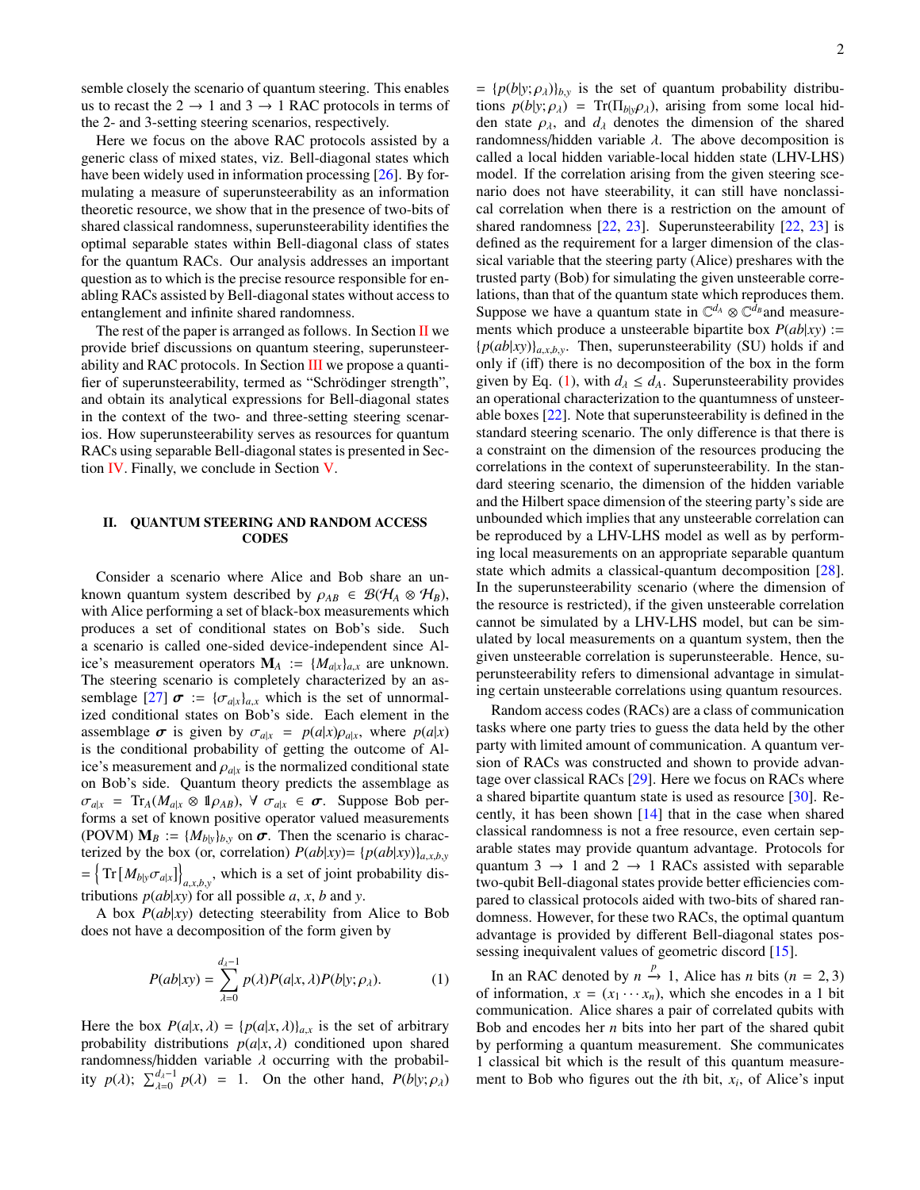semble closely the scenario of quantum steering. This enables us to recast the $2 \to 1$ and $3 \to 1$ RAC protocols in terms of the 2- and 3-setting steering scenarios, respectively.

Here we focus on the above RAC protocols assisted by a generic class of mixed states, viz. Bell-diagonal states which have been widely used in information processing [26]. By formulating a measure of superunsteerability as an information theoretic resource, we show that in the presence of two-bits of shared classical randomness, superunsteerability identifies the optimal separable states within Bell-diagonal class of states for the quantum RACs. Our analysis addresses an important question as to which is the precise resource responsible for enabling RACs assisted by Bell-diagonal states without access to entanglement and infinite shared randomness.

The rest of the paper is arranged as follows. In Section II we provide brief discussions on quantum steering, superunsteerability and RAC protocols. In Section III we propose a quantifier of superunsteerability, termed as "Schrödinger strength", and obtain its analytical expressions for Bell-diagonal states in the context of the two- and three-setting steering scenarios. How superunsteerability serves as resources for quantum RACs using separable Bell-diagonal states is presented in Section IV. Finally, we conclude in Section V.

## II. QUANTUM STEERING AND RANDOM ACCESS CODES

Consider a scenario where Alice and Bob share an unknown quantum system described by $\rho_{AB} \in \mathcal{B}(\mathcal{H}_A \otimes \mathcal{H}_B)$, with Alice performing a set of black-box measurements which produces a set of conditional states on Bob's side. Such a scenario is called one-sided device-independent since Alice's measurement operators $\mathbf{M}_A := \{M_{a|x}\}_{a,x}$ are unknown. The steering scenario is completely characterized by an assemblage [27] $\boldsymbol{\sigma} := \{\sigma_{a|x}\}_{a,x}$ which is the set of unnormalized conditional states on Bob's side. Each element in the assemblage $\boldsymbol{\sigma}$ is given by $\sigma_{a|x} = p(a|x)\rho_{a|x}$, where $p(a|x)$ is the conditional probability of getting the outcome of Alice's measurement and $\rho_{a|x}$ is the normalized conditional state on Bob's side. Quantum theory predicts the assemblage as $\sigma_{a|x} = \text{Tr}_A(M_{a|x} \otimes \mathbb{1}\rho_{AB})$, $\forall\ \sigma_{a|x} \in \boldsymbol{\sigma}$. Suppose Bob performs a set of known positive operator valued measurements (POVM) $\mathbf{M}_B := \{M_{b|y}\}_{b,y}$ on $\boldsymbol{\sigma}$. Then the scenario is characterized by the box (or, correlation) $P(ab|xy) = \{p(ab|xy)\}_{a,x,b,y}$ $= \left\{\text{Tr}\left[M_{b|y}\sigma_{a|x}\right]\right\}_{a,x,b,y}$, which is a set of joint probability distributions $p(ab|xy)$ for all possible $a$, $x$, $b$ and $y$.

A box $P(ab|xy)$ detecting steerability from Alice to Bob does not have a decomposition of the form given by

$$P(ab|xy) = \sum_{\lambda=0}^{d_\lambda - 1} p(\lambda)P(a|x,\lambda)P(b|y;\rho_\lambda). \tag{1}$$

Here the box $P(a|x,\lambda) = \{p(a|x,\lambda)\}_{a,x}$ is the set of arbitrary probability distributions $p(a|x,\lambda)$ conditioned upon shared randomness/hidden variable $\lambda$ occurring with the probability $p(\lambda)$; $\sum_{\lambda=0}^{d_\lambda-1} p(\lambda) = 1$. On the other hand, $P(b|y;\rho_\lambda)$ $= \{p(b|y;\rho_\lambda)\}_{b,y}$ is the set of quantum probability distributions $p(b|y;\rho_\lambda) = \text{Tr}(\Pi_{b|y}\rho_\lambda)$, arising from some local hidden state $\rho_\lambda$, and $d_\lambda$ denotes the dimension of the shared randomness/hidden variable $\lambda$. The above decomposition is called a local hidden variable-local hidden state (LHV-LHS) model. If the correlation arising from the given steering scenario does not have steerability, it can still have nonclassical correlation when there is a restriction on the amount of shared randomness [22, 23]. Superunsteerability [22, 23] is defined as the requirement for a larger dimension of the classical variable that the steering party (Alice) preshares with the trusted party (Bob) for simulating the given unsteerable correlations, than that of the quantum state which reproduces them. Suppose we have a quantum state in $\mathbb{C}^{d_A} \otimes \mathbb{C}^{d_B}$ and measurements which produce a unsteerable bipartite box $P(ab|xy) :=$ $\{p(ab|xy)\}_{a,x,b,y}$. Then, superunsteerability (SU) holds if and only if (iff) there is no decomposition of the box in the form given by Eq. (1), with $d_\lambda \leq d_A$. Superunsteerability provides an operational characterization to the quantumness of unsteerable boxes [22]. Note that superunsteerability is defined in the standard steering scenario. The only difference is that there is a constraint on the dimension of the resources producing the correlations in the context of superunsteerability. In the standard steering scenario, the dimension of the hidden variable and the Hilbert space dimension of the steering party's side are unbounded which implies that any unsteerable correlation can be reproduced by a LHV-LHS model as well as by performing local measurements on an appropriate separable quantum state which admits a classical-quantum decomposition [28]. In the superunsteerability scenario (where the dimension of the resource is restricted), if the given unsteerable correlation cannot be simulated by a LHV-LHS model, but can be simulated by local measurements on a quantum system, then the given unsteerable correlation is superunsteerable. Hence, superunsteerability refers to dimensional advantage in simulating certain unsteerable correlations using quantum resources.

Random access codes (RACs) are a class of communication tasks where one party tries to guess the data held by the other party with limited amount of communication. A quantum version of RACs was constructed and shown to provide advantage over classical RACs [29]. Here we focus on RACs where a shared bipartite quantum state is used as resource [30]. Recently, it has been shown [14] that in the case when shared classical randomness is not a free resource, even certain separable states may provide quantum advantage. Protocols for quantum $3 \to 1$ and $2 \to 1$ RACs assisted with separable two-qubit Bell-diagonal states provide better efficiencies compared to classical protocols aided with two-bits of shared randomness. However, for these two RACs, the optimal quantum advantage is provided by different Bell-diagonal states possessing inequivalent values of geometric discord [15].

In an RAC denoted by $n \xrightarrow{p} 1$, Alice has $n$ bits ($n = 2, 3$) of information, $x = (x_1 \cdots x_n)$, which she encodes in a 1 bit communication. Alice shares a pair of correlated qubits with Bob and encodes her $n$ bits into her part of the shared qubit by performing a quantum measurement. She communicates 1 classical bit which is the result of this quantum measurement to Bob who figures out the $i$th bit, $x_i$, of Alice's input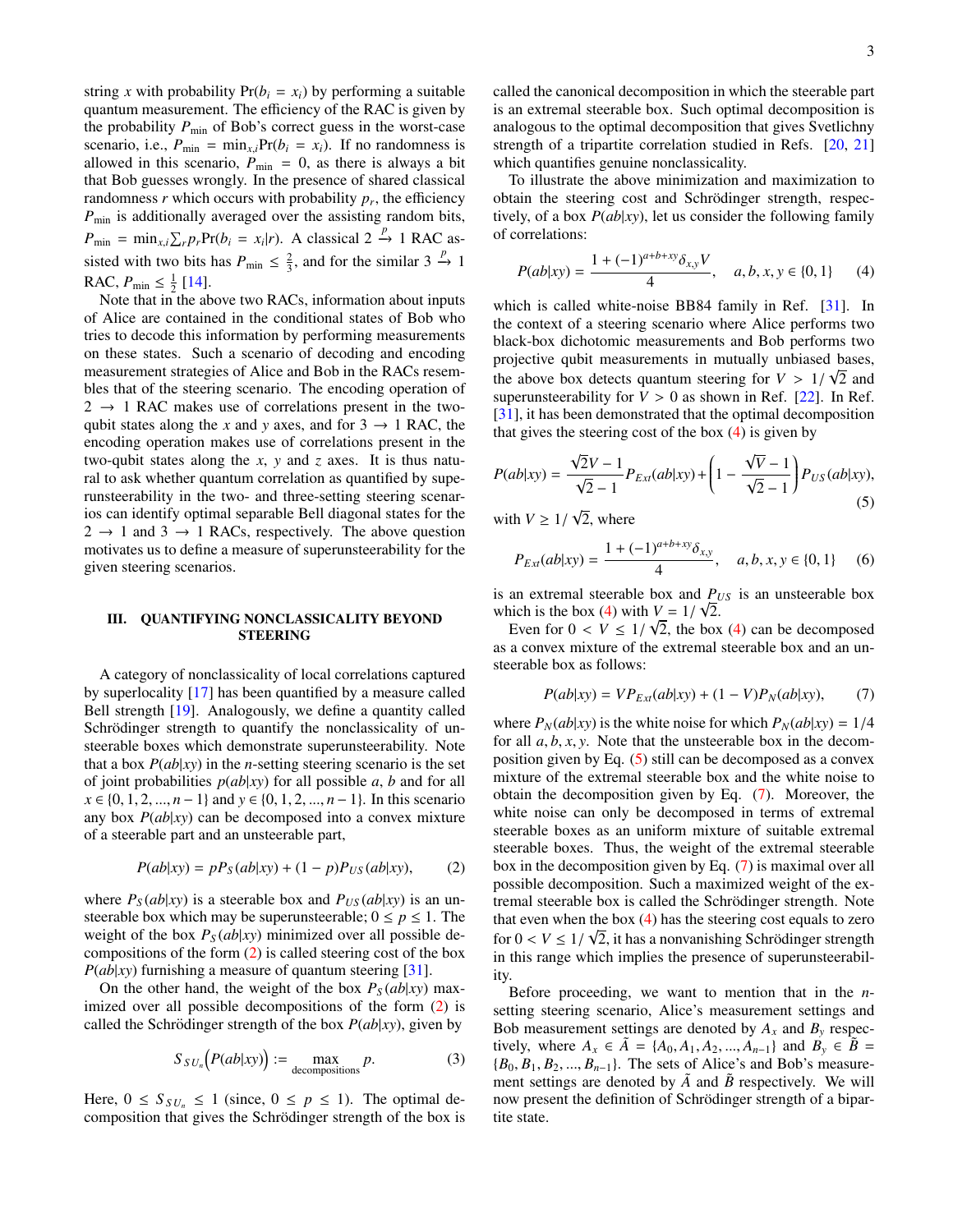string $x$ with probability $\Pr(b_i = x_i)$ by performing a suitable quantum measurement. The efficiency of the RAC is given by the probability $P_{\min}$ of Bob's correct guess in the worst-case scenario, i.e., $P_{\min} = \min_{x,i} \Pr(b_i = x_i)$. If no randomness is allowed in this scenario, $P_{\min} = 0$, as there is always a bit that Bob guesses wrongly. In the presence of shared classical randomness $r$ which occurs with probability $p_r$, the efficiency $P_{\min}$ is additionally averaged over the assisting random bits, $P_{\min} = \min_{x,i} \sum_r p_r \Pr(b_i = x_i|r)$. A classical $2 \xrightarrow{p} 1$ RAC assisted with two bits has $P_{\min} \leq \frac{2}{3}$, and for the similar $3 \xrightarrow{p} 1$ RAC, $P_{\min} \leq \frac{1}{2}$ [14].

Note that in the above two RACs, information about inputs of Alice are contained in the conditional states of Bob who tries to decode this information by performing measurements on these states. Such a scenario of decoding and encoding measurement strategies of Alice and Bob in the RACs resembles that of the steering scenario. The encoding operation of $2 \to 1$ RAC makes use of correlations present in the two-qubit states along the $x$ and $y$ axes, and for $3 \to 1$ RAC, the encoding operation makes use of correlations present in the two-qubit states along the $x$, $y$ and $z$ axes. It is thus natural to ask whether quantum correlation as quantified by superunsteerability in the two- and three-setting steering scenarios can identify optimal separable Bell diagonal states for the $2 \to 1$ and $3 \to 1$ RACs, respectively. The above question motivates us to define a measure of superunsteerability for the given steering scenarios.

## III. QUANTIFYING NONCLASSICALITY BEYOND STEERING

A category of nonclassicality of local correlations captured by superlocality [17] has been quantified by a measure called Bell strength [19]. Analogously, we define a quantity called Schrödinger strength to quantify the nonclassicality of unsteerable boxes which demonstrate superunsteerability. Note that a box $P(ab|xy)$ in the $n$-setting steering scenario is the set of joint probabilities $p(ab|xy)$ for all possible $a$, $b$ and for all $x \in \{0, 1, 2, ..., n-1\}$ and $y \in \{0, 1, 2, ..., n-1\}$. In this scenario any box $P(ab|xy)$ can be decomposed into a convex mixture of a steerable part and an unsteerable part,

$$P(ab|xy) = pP_S(ab|xy) + (1-p)P_{US}(ab|xy), \qquad (2)$$

where $P_S(ab|xy)$ is a steerable box and $P_{US}(ab|xy)$ is an unsteerable box which may be superunsteerable; $0 \leq p \leq 1$. The weight of the box $P_S(ab|xy)$ minimized over all possible decompositions of the form (2) is called steering cost of the box $P(ab|xy)$ furnishing a measure of quantum steering [31].

On the other hand, the weight of the box $P_S(ab|xy)$ maximized over all possible decompositions of the form (2) is called the Schrödinger strength of the box $P(ab|xy)$, given by

$$S_{SU_n}\Big(P(ab|xy)\Big) := \max_{\text{decompositions}} p. \qquad (3)$$

Here, $0 \leq S_{SU_n} \leq 1$ (since, $0 \leq p \leq 1$). The optimal decomposition that gives the Schrödinger strength of the box is called the canonical decomposition in which the steerable part is an extremal steerable box. Such optimal decomposition is analogous to the optimal decomposition that gives Svetlichny strength of a tripartite correlation studied in Refs. [20, 21] which quantifies genuine nonclassicality.

To illustrate the above minimization and maximization to obtain the steering cost and Schrödinger strength, respectively, of a box $P(ab|xy)$, let us consider the following family of correlations:

$$P(ab|xy) = \frac{1 + (-1)^{a+b+xy}\delta_{x,y}V}{4}, \quad a, b, x, y \in \{0, 1\} \qquad (4)$$

which is called white-noise BB84 family in Ref. [31]. In the context of a steering scenario where Alice performs two black-box dichotomic measurements and Bob performs two projective qubit measurements in mutually unbiased bases, the above box detects quantum steering for $V > 1/\sqrt{2}$ and superunsteerability for $V > 0$ as shown in Ref. [22]. In Ref. [31], it has been demonstrated that the optimal decomposition that gives the steering cost of the box (4) is given by

$$P(ab|xy) = \frac{\sqrt{2}V - 1}{\sqrt{2} - 1} P_{Ext}(ab|xy) + \left(1 - \frac{\sqrt{V} - 1}{\sqrt{2} - 1}\right) P_{US}(ab|xy), \qquad (5)$$

with $V \geq 1/\sqrt{2}$, where

$$P_{Ext}(ab|xy) = \frac{1 + (-1)^{a+b+xy}\delta_{x,y}}{4}, \quad a, b, x, y \in \{0, 1\} \qquad (6)$$

is an extremal steerable box and $P_{US}$ is an unsteerable box which is the box (4) with $V = 1/\sqrt{2}$.

Even for $0 < V \leq 1/\sqrt{2}$, the box (4) can be decomposed as a convex mixture of the extremal steerable box and an unsteerable box as follows:

$$P(ab|xy) = VP_{Ext}(ab|xy) + (1 - V)P_N(ab|xy), \qquad (7)$$

where $P_N(ab|xy)$ is the white noise for which $P_N(ab|xy) = 1/4$ for all $a, b, x, y$. Note that the unsteerable box in the decomposition given by Eq. (5) still can be decomposed as a convex mixture of the extremal steerable box and the white noise to obtain the decomposition given by Eq. (7). Moreover, the white noise can only be decomposed in terms of extremal steerable boxes as an uniform mixture of suitable extremal steerable boxes. Thus, the weight of the extremal steerable box in the decomposition given by Eq. (7) is maximal over all possible decomposition. Such a maximized weight of the extremal steerable box is called the Schrödinger strength. Note that even when the box (4) has the steering cost equals to zero for $0 < V \leq 1/\sqrt{2}$, it has a nonvanishing Schrödinger strength in this range which implies the presence of superunsteerability.

Before proceeding, we want to mention that in the $n$-setting steering scenario, Alice's measurement settings and Bob measurement settings are denoted by $A_x$ and $B_y$ respectively, where $A_x \in \tilde{A} = \{A_0, A_1, A_2, ..., A_{n-1}\}$ and $B_y \in \tilde{B} = \{B_0, B_1, B_2, ..., B_{n-1}\}$. The sets of Alice's and Bob's measurement settings are denoted by $\tilde{A}$ and $\tilde{B}$ respectively. We will now present the definition of Schrödinger strength of a bipartite state.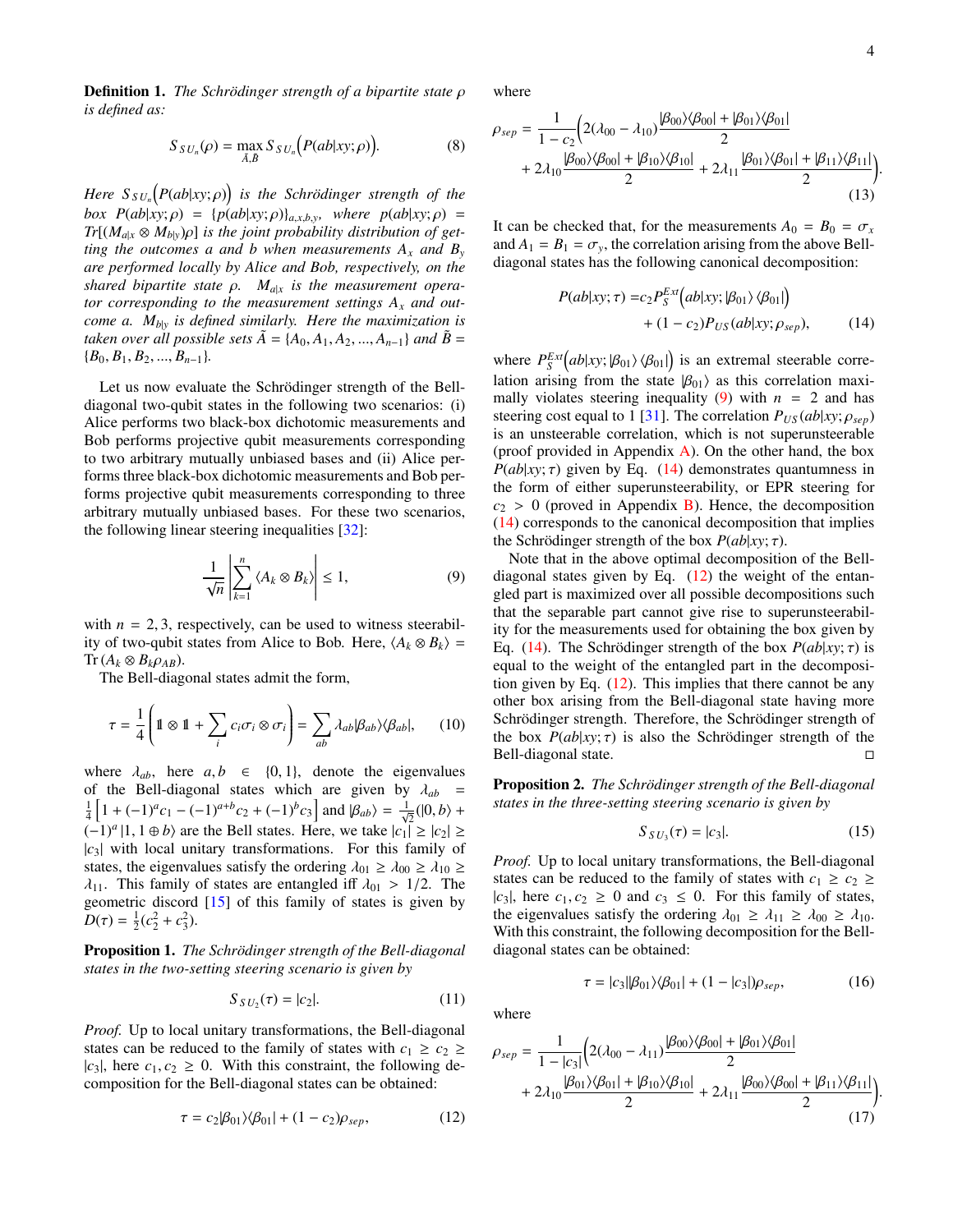**Definition 1.** *The Schrödinger strength of a bipartite state $\rho$ is defined as:*

$$S_{SU_n}(\rho) = \max_{\tilde{A},\tilde{B}} S_{SU_n}\Big(P(ab|xy;\rho)\Big). \tag{8}$$

*Here $S_{SU_n}\Big(P(ab|xy;\rho)\Big)$ is the Schrödinger strength of the box $P(ab|xy;\rho) = \{p(ab|xy;\rho)\}_{a,x,b,y}$, where $p(ab|xy;\rho) = Tr[(M_{a|x} \otimes M_{b|y})\rho]$ is the joint probability distribution of getting the outcomes $a$ and $b$ when measurements $A_x$ and $B_y$ are performed locally by Alice and Bob, respectively, on the shared bipartite state $\rho$. $M_{a|x}$ is the measurement operator corresponding to the measurement settings $A_x$ and outcome $a$. $M_{b|y}$ is defined similarly. Here the maximization is taken over all possible sets $\tilde{A} = \{A_0, A_1, A_2, ..., A_{n-1}\}$ and $\tilde{B} = \{B_0, B_1, B_2, ..., B_{n-1}\}$.*

Let us now evaluate the Schrödinger strength of the Bell-diagonal two-qubit states in the following two scenarios: (i) Alice performs two black-box dichotomic measurements and Bob performs projective qubit measurements corresponding to two arbitrary mutually unbiased bases and (ii) Alice performs three black-box dichotomic measurements and Bob performs projective qubit measurements corresponding to three arbitrary mutually unbiased bases. For these two scenarios, the following linear steering inequalities [32]:

$$\frac{1}{\sqrt{n}}\left|\sum_{k=1}^{n}\langle A_k \otimes B_k\rangle\right| \leq 1, \tag{9}$$

with $n = 2, 3$, respectively, can be used to witness steerability of two-qubit states from Alice to Bob. Here, $\langle A_k \otimes B_k\rangle = \mathrm{Tr}\,(A_k \otimes B_k \rho_{AB})$.

The Bell-diagonal states admit the form,

$$\tau = \frac{1}{4}\left(\mathbb{1}\otimes\mathbb{1} + \sum_i c_i \sigma_i \otimes \sigma_i\right) = \sum_{ab} \lambda_{ab}|\beta_{ab}\rangle\langle\beta_{ab}|, \tag{10}$$

where $\lambda_{ab}$, here $a, b \in \{0, 1\}$, denote the eigenvalues of the Bell-diagonal states which are given by $\lambda_{ab} = \frac{1}{4}\left[1 + (-1)^a c_1 - (-1)^{a+b} c_2 + (-1)^b c_3\right]$ and $|\beta_{ab}\rangle = \frac{1}{\sqrt{2}}(|0, b\rangle + (-1)^a |1, 1 \oplus b\rangle$ are the Bell states. Here, we take $|c_1| \geq |c_2| \geq |c_3|$ with local unitary transformations. For this family of states, the eigenvalues satisfy the ordering $\lambda_{01} \geq \lambda_{00} \geq \lambda_{10} \geq \lambda_{11}$. This family of states are entangled iff $\lambda_{01} > 1/2$. The geometric discord [15] of this family of states is given by $D(\tau) = \frac{1}{2}(c_2^2 + c_3^2)$.

**Proposition 1.** *The Schrödinger strength of the Bell-diagonal states in the two-setting steering scenario is given by*

$$S_{SU_2}(\tau) = |c_2|. \tag{11}$$

*Proof.* Up to local unitary transformations, the Bell-diagonal states can be reduced to the family of states with $c_1 \geq c_2 \geq |c_3|$, here $c_1, c_2 \geq 0$. With this constraint, the following decomposition for the Bell-diagonal states can be obtained:

$$\tau = c_2|\beta_{01}\rangle\langle\beta_{01}| + (1 - c_2)\rho_{sep}, \tag{12}$$

where

$$\rho_{sep} = \frac{1}{1 - c_2}\Big(2(\lambda_{00} - \lambda_{10})\frac{|\beta_{00}\rangle\langle\beta_{00}| + |\beta_{01}\rangle\langle\beta_{01}|}{2} + 2\lambda_{10}\frac{|\beta_{00}\rangle\langle\beta_{00}| + |\beta_{10}\rangle\langle\beta_{10}|}{2} + 2\lambda_{11}\frac{|\beta_{01}\rangle\langle\beta_{01}| + |\beta_{11}\rangle\langle\beta_{11}|}{2}\Big). \tag{13}$$

It can be checked that, for the measurements $A_0 = B_0 = \sigma_x$ and $A_1 = B_1 = \sigma_y$, the correlation arising from the above Bell-diagonal states has the following canonical decomposition:

$$P(ab|xy;\tau) = c_2 P_S^{Ext}\Big(ab|xy; |\beta_{01}\rangle\langle\beta_{01}|\Big) + (1 - c_2)P_{US}(ab|xy;\rho_{sep}), \tag{14}$$

where $P_S^{Ext}\Big(ab|xy; |\beta_{01}\rangle\langle\beta_{01}|\Big)$ is an extremal steerable correlation arising from the state $|\beta_{01}\rangle$ as this correlation maximally violates steering inequality (9) with $n = 2$ and has steering cost equal to 1 [31]. The correlation $P_{US}(ab|xy;\rho_{sep})$ is an unsteerable correlation, which is not superunsteerable (proof provided in Appendix A). On the other hand, the box $P(ab|xy;\tau)$ given by Eq. (14) demonstrates quantumness in the form of either superunsteerability, or EPR steering for $c_2 > 0$ (proved in Appendix B). Hence, the decomposition (14) corresponds to the canonical decomposition that implies the Schrödinger strength of the box $P(ab|xy;\tau)$.

Note that in the above optimal decomposition of the Bell-diagonal states given by Eq. (12) the weight of the entangled part is maximized over all possible decompositions such that the separable part cannot give rise to superunsteerability for the measurements used for obtaining the box given by Eq. (14). The Schrödinger strength of the box $P(ab|xy;\tau)$ is equal to the weight of the entangled part in the decomposition given by Eq. (12). This implies that there cannot be any other box arising from the Bell-diagonal state having more Schrödinger strength. Therefore, the Schrödinger strength of the box $P(ab|xy;\tau)$ is also the Schrödinger strength of the Bell-diagonal state. $\square$

**Proposition 2.** *The Schrödinger strength of the Bell-diagonal states in the three-setting steering scenario is given by*

$$S_{SU_3}(\tau) = |c_3|. \tag{15}$$

*Proof.* Up to local unitary transformations, the Bell-diagonal states can be reduced to the family of states with $c_1 \geq c_2 \geq |c_3|$, here $c_1, c_2 \geq 0$ and $c_3 \leq 0$. For this family of states, the eigenvalues satisfy the ordering $\lambda_{01} \geq \lambda_{11} \geq \lambda_{00} \geq \lambda_{10}$. With this constraint, the following decomposition for the Bell-diagonal states can be obtained:

$$\tau = |c_3||\beta_{01}\rangle\langle\beta_{01}| + (1 - |c_3|)\rho_{sep}, \tag{16}$$

where

$$\rho_{sep} = \frac{1}{1 - |c_3|}\Big(2(\lambda_{00} - \lambda_{11})\frac{|\beta_{00}\rangle\langle\beta_{00}| + |\beta_{01}\rangle\langle\beta_{01}|}{2} + 2\lambda_{10}\frac{|\beta_{01}\rangle\langle\beta_{01}| + |\beta_{10}\rangle\langle\beta_{10}|}{2} + 2\lambda_{11}\frac{|\beta_{00}\rangle\langle\beta_{00}| + |\beta_{11}\rangle\langle\beta_{11}|}{2}\Big). \tag{17}$$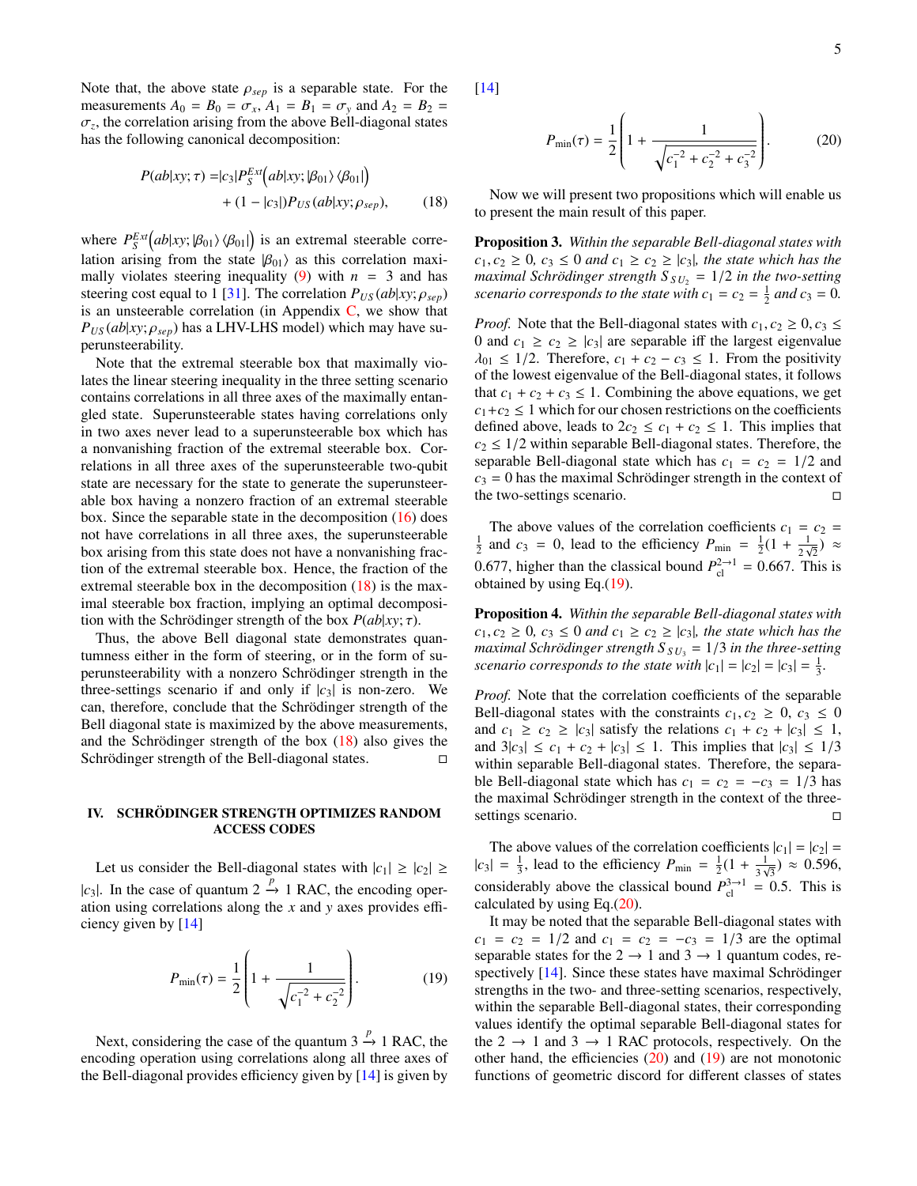Note that, the above state $\rho_{sep}$ is a separable state. For the measurements $A_0 = B_0 = \sigma_x$, $A_1 = B_1 = \sigma_y$ and $A_2 = B_2 = \sigma_z$, the correlation arising from the above Bell-diagonal states has the following canonical decomposition:

$$P(ab|xy;\tau) = |c_3| P_S^{Ext}\Big(ab|xy; |\beta_{01}\rangle\langle\beta_{01}|\Big) + (1 - |c_3|) P_{US}(ab|xy;\rho_{sep}), \tag{18}$$

where $P_S^{Ext}\Big(ab|xy; |\beta_{01}\rangle\langle\beta_{01}|\Big)$ is an extremal steerable correlation arising from the state $|\beta_{01}\rangle$ as this correlation maximally violates steering inequality (9) with $n = 3$ and has steering cost equal to 1 [31]. The correlation $P_{US}(ab|xy;\rho_{sep})$ is an unsteerable correlation (in Appendix C, we show that $P_{US}(ab|xy;\rho_{sep})$ has a LHV-LHS model) which may have superunsteerability.

Note that the extremal steerable box that maximally violates the linear steering inequality in the three setting scenario contains correlations in all three axes of the maximally entangled state. Superunsteerable states having correlations only in two axes never lead to a superunsteerable box which has a nonvanishing fraction of the extremal steerable box. Correlations in all three axes of the superunsteerable two-qubit state are necessary for the state to generate the superunsteerable box having a nonzero fraction of an extremal steerable box. Since the separable state in the decomposition (16) does not have correlations in all three axes, the superunsteerable box arising from this state does not have a nonvanishing fraction of the extremal steerable box. Hence, the fraction of the extremal steerable box in the decomposition (18) is the maximal steerable box fraction, implying an optimal decomposition with the Schrödinger strength of the box $P(ab|xy;\tau)$.

Thus, the above Bell diagonal state demonstrates quantumness either in the form of steering, or in the form of superunsteerability with a nonzero Schrödinger strength in the three-settings scenario if and only if $|c_3|$ is non-zero. We can, therefore, conclude that the Schrödinger strength of the Bell diagonal state is maximized by the above measurements, and the Schrödinger strength of the box (18) also gives the Schrödinger strength of the Bell-diagonal states. □

## IV. SCHRÖDINGER STRENGTH OPTIMIZES RANDOM ACCESS CODES

Let us consider the Bell-diagonal states with $|c_1| \geq |c_2| \geq |c_3|$. In the case of quantum $2 \xrightarrow{p} 1$ RAC, the encoding operation using correlations along the $x$ and $y$ axes provides efficiency given by [14]

$$P_{\min}(\tau) = \frac{1}{2}\left(1 + \frac{1}{\sqrt{c_1^{-2} + c_2^{-2}}}\right). \tag{19}$$

Next, considering the case of the quantum $3 \xrightarrow{p} 1$ RAC, the encoding operation using correlations along all three axes of the Bell-diagonal provides efficiency given by [14] is given by [14]

$$P_{\min}(\tau) = \frac{1}{2}\left(1 + \frac{1}{\sqrt{c_1^{-2} + c_2^{-2} + c_3^{-2}}}\right). \tag{20}$$

Now we will present two propositions which will enable us to present the main result of this paper.

**Proposition 3.** *Within the separable Bell-diagonal states with $c_1, c_2 \geq 0$, $c_3 \leq 0$ and $c_1 \geq c_2 \geq |c_3|$, the state which has the maximal Schrödinger strength $S_{SU_2} = 1/2$ in the two-setting scenario corresponds to the state with $c_1 = c_2 = \frac{1}{2}$ and $c_3 = 0$.*

*Proof.* Note that the Bell-diagonal states with $c_1, c_2 \geq 0, c_3 \leq 0$ and $c_1 \geq c_2 \geq |c_3|$ are separable iff the largest eigenvalue $\lambda_{01} \leq 1/2$. Therefore, $c_1 + c_2 - c_3 \leq 1$. From the positivity of the lowest eigenvalue of the Bell-diagonal states, it follows that $c_1 + c_2 + c_3 \leq 1$. Combining the above equations, we get $c_1 + c_2 \leq 1$ which for our chosen restrictions on the coefficients defined above, leads to $2c_2 \leq c_1 + c_2 \leq 1$. This implies that $c_2 \leq 1/2$ within separable Bell-diagonal states. Therefore, the separable Bell-diagonal state which has $c_1 = c_2 = 1/2$ and $c_3 = 0$ has the maximal Schrödinger strength in the context of the two-settings scenario. □

The above values of the correlation coefficients $c_1 = c_2 = \frac{1}{2}$ and $c_3 = 0$, lead to the efficiency $P_{\min} = \frac{1}{2}(1 + \frac{1}{2\sqrt{2}}) \approx 0.677$, higher than the classical bound $P_{\rm cl}^{2\to1} = 0.667$. This is obtained by using Eq.(19).

**Proposition 4.** *Within the separable Bell-diagonal states with $c_1, c_2 \geq 0$, $c_3 \leq 0$ and $c_1 \geq c_2 \geq |c_3|$, the state which has the maximal Schrödinger strength $S_{SU_3} = 1/3$ in the three-setting scenario corresponds to the state with $|c_1| = |c_2| = |c_3| = \frac{1}{3}$.*

*Proof.* Note that the correlation coefficients of the separable Bell-diagonal states with the constraints $c_1, c_2 \geq 0$, $c_3 \leq 0$ and $c_1 \geq c_2 \geq |c_3|$ satisfy the relations $c_1 + c_2 + |c_3| \leq 1$, and $3|c_3| \leq c_1 + c_2 + |c_3| \leq 1$. This implies that $|c_3| \leq 1/3$ within separable Bell-diagonal states. Therefore, the separable Bell-diagonal state which has $c_1 = c_2 = -c_3 = 1/3$ has the maximal Schrödinger strength in the context of the three-settings scenario. □

The above values of the correlation coefficients $|c_1| = |c_2| = |c_3| = \frac{1}{3}$, lead to the efficiency $P_{\min} = \frac{1}{2}(1 + \frac{1}{3\sqrt{3}}) \approx 0.596$, considerably above the classical bound $P_{\rm cl}^{3\to1} = 0.5$. This is calculated by using Eq.(20).

It may be noted that the separable Bell-diagonal states with $c_1 = c_2 = 1/2$ and $c_1 = c_2 = -c_3 = 1/3$ are the optimal separable states for the $2 \to 1$ and $3 \to 1$ quantum codes, respectively [14]. Since these states have maximal Schrödinger strengths in the two- and three-setting scenarios, respectively, within the separable Bell-diagonal states, their corresponding values identify the optimal separable Bell-diagonal states for the $2 \to 1$ and $3 \to 1$ RAC protocols, respectively. On the other hand, the efficiencies (20) and (19) are not monotonic functions of geometric discord for different classes of states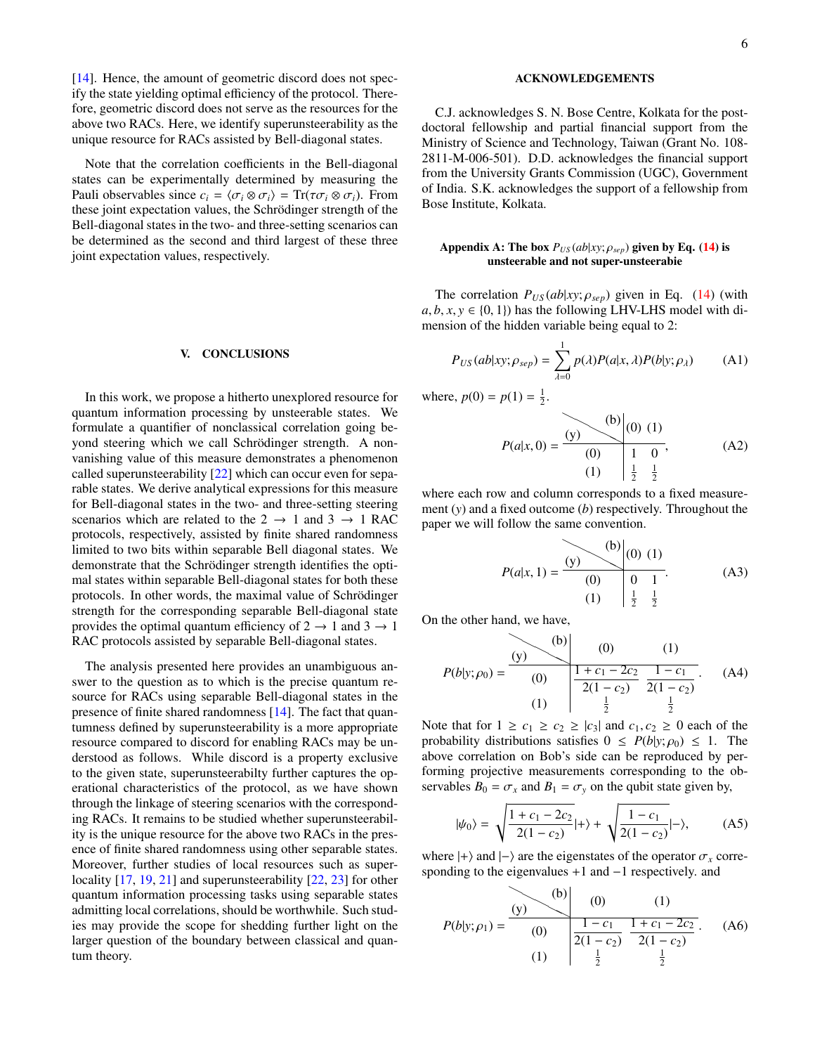[14]. Hence, the amount of geometric discord does not specify the state yielding optimal efficiency of the protocol. Therefore, geometric discord does not serve as the resources for the above two RACs. Here, we identify superunsteerability as the unique resource for RACs assisted by Bell-diagonal states.

Note that the correlation coefficients in the Bell-diagonal states can be experimentally determined by measuring the Pauli observables since $c_i = \langle \sigma_i \otimes \sigma_i \rangle = \text{Tr}(\tau \sigma_i \otimes \sigma_i)$. From these joint expectation values, the Schrödinger strength of the Bell-diagonal states in the two- and three-setting scenarios can be determined as the second and third largest of these three joint expectation values, respectively.

## V. CONCLUSIONS

In this work, we propose a hitherto unexplored resource for quantum information processing by unsteerable states. We formulate a quantifier of nonclassical correlation going beyond steering which we call Schrödinger strength. A non-vanishing value of this measure demonstrates a phenomenon called superunsteerability [22] which can occur even for separable states. We derive analytical expressions for this measure for Bell-diagonal states in the two- and three-setting steering scenarios which are related to the $2 \rightarrow 1$ and $3 \rightarrow 1$ RAC protocols, respectively, assisted by finite shared randomness limited to two bits within separable Bell diagonal states. We demonstrate that the Schrödinger strength identifies the optimal states within separable Bell-diagonal states for both these protocols. In other words, the maximal value of Schrödinger strength for the corresponding separable Bell-diagonal state provides the optimal quantum efficiency of $2 \rightarrow 1$ and $3 \rightarrow 1$ RAC protocols assisted by separable Bell-diagonal states.

The analysis presented here provides an unambiguous answer to the question as to which is the precise quantum resource for RACs using separable Bell-diagonal states in the presence of finite shared randomness [14]. The fact that quantumness defined by superunsteerability is a more appropriate resource compared to discord for enabling RACs may be understood as follows. While discord is a property exclusive to the given state, superunsteerabilty further captures the operational characteristics of the protocol, as we have shown through the linkage of steering scenarios with the corresponding RACs. It remains to be studied whether superunsteerability is the unique resource for the above two RACs in the presence of finite shared randomness using other separable states. Moreover, further studies of local resources such as superlocality [17, 19, 21] and superunsteerability [22, 23] for other quantum information processing tasks using separable states admitting local correlations, should be worthwhile. Such studies may provide the scope for shedding further light on the larger question of the boundary between classical and quantum theory.

### ACKNOWLEDGEMENTS

C.J. acknowledges S. N. Bose Centre, Kolkata for the postdoctoral fellowship and partial financial support from the Ministry of Science and Technology, Taiwan (Grant No. 108-2811-M-006-501). D.D. acknowledges the financial support from the University Grants Commission (UGC), Government of India. S.K. acknowledges the support of a fellowship from Bose Institute, Kolkata.

### Appendix A: The box $P_{US}(ab|xy;\rho_{sep})$ given by Eq. (14) is unsteerable and not super-unsteerabie

The correlation $P_{US}(ab|xy;\rho_{sep})$ given in Eq. (14) (with $a, b, x, y \in \{0, 1\}$) has the following LHV-LHS model with dimension of the hidden variable being equal to 2:

$$P_{US}(ab|xy;\rho_{sep}) = \sum_{\lambda=0}^{1} p(\lambda) P(a|x,\lambda) P(b|y;\rho_\lambda) \quad \text{(A1)}$$

where, $p(0) = p(1) = \frac{1}{2}$.

$$P(a|x,0) = \begin{array}{c|cc} (y) \backslash (b) & (0) & (1) \\ \hline (0) & 1 & 0 \\ (1) & \frac{1}{2} & \frac{1}{2} \end{array}, \quad \text{(A2)}$$

where each row and column corresponds to a fixed measurement ($y$) and a fixed outcome ($b$) respectively. Throughout the paper we will follow the same convention.

$$P(a|x,1) = \begin{array}{c|cc} (y) \backslash (b) & (0) & (1) \\ \hline (0) & 0 & 1 \\ (1) & \frac{1}{2} & \frac{1}{2} \end{array}. \quad \text{(A3)}$$

On the other hand, we have,

$$P(b|y;\rho_0) = \begin{array}{c|cc} (y) \backslash (b) & (0) & (1) \\ \hline (0) & \frac{1+c_1-2c_2}{2(1-c_2)} & \frac{1-c_1}{2(1-c_2)} \\ (1) & \frac{1}{2} & \frac{1}{2} \end{array}. \quad \text{(A4)}$$

Note that for $1 \geq c_1 \geq c_2 \geq |c_3|$ and $c_1, c_2 \geq 0$ each of the probability distributions satisfies $0 \leq P(b|y;\rho_0) \leq 1$. The above correlation on Bob's side can be reproduced by performing projective measurements corresponding to the observables $B_0 = \sigma_x$ and $B_1 = \sigma_y$ on the qubit state given by,

$$|\psi_0\rangle = \sqrt{\frac{1+c_1-2c_2}{2(1-c_2)}}|+\rangle + \sqrt{\frac{1-c_1}{2(1-c_2)}}|-\rangle, \quad \text{(A5)}$$

where $|+\rangle$ and $|-\rangle$ are the eigenstates of the operator $\sigma_x$ corresponding to the eigenvalues $+1$ and $-1$ respectively. and

$$P(b|y;\rho_1) = \begin{array}{c|cc} (y) \backslash (b) & (0) & (1) \\ \hline (0) & \frac{1-c_1}{2(1-c_2)} & \frac{1+c_1-2c_2}{2(1-c_2)} \\ (1) & \frac{1}{2} & \frac{1}{2} \end{array}. \quad \text{(A6)}$$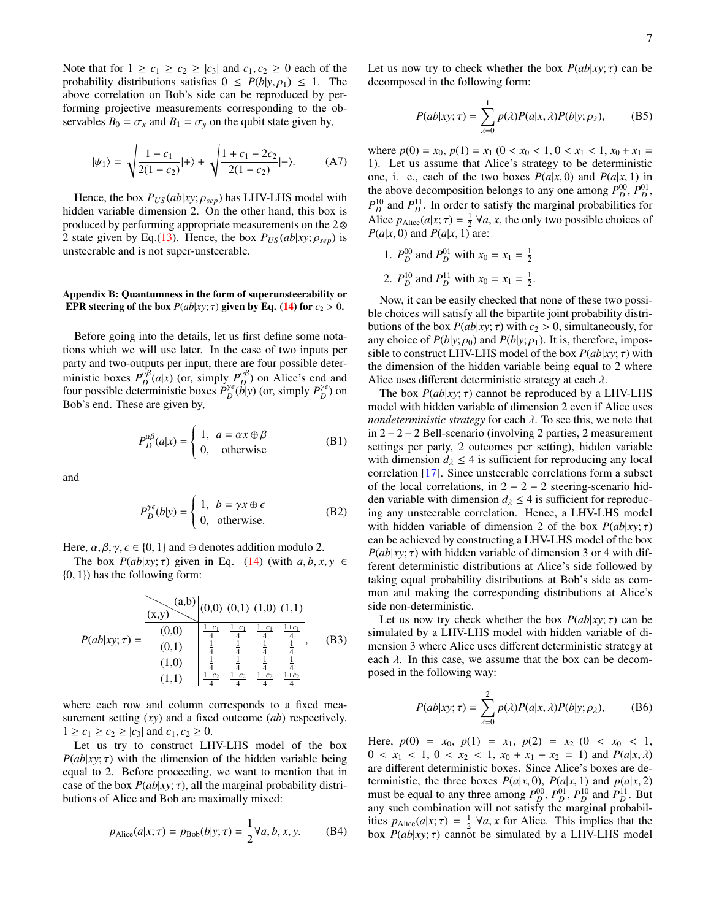Note that for $1 \geq c_1 \geq c_2 \geq |c_3|$ and $c_1, c_2 \geq 0$ each of the probability distributions satisfies $0 \leq P(b|y, \rho_1) \leq 1$. The above correlation on Bob's side can be reproduced by performing projective measurements corresponding to the observables $B_0 = \sigma_x$ and $B_1 = \sigma_y$ on the qubit state given by,

$$|\psi_1\rangle = \sqrt{\frac{1-c_1}{2(1-c_2)}}|+\rangle + \sqrt{\frac{1+c_1-2c_2}{2(1-c_2)}}|-\rangle. \tag{A7}$$

Hence, the box $P_{US}(ab|xy;\rho_{sep})$ has LHV-LHS model with hidden variable dimension 2. On the other hand, this box is produced by performing appropriate measurements on the $2 \otimes 2$ state given by Eq.(13). Hence, the box $P_{US}(ab|xy;\rho_{sep})$ is unsteerable and is not super-unsteerable.

### Appendix B: Quantumness in the form of superunsteerability or EPR steering of the box $P(ab|xy;\tau)$ given by Eq. (14) for $c_2 > 0$.

Before going into the details, let us first define some notations which we will use later. In the case of two inputs per party and two-outputs per input, there are four possible deterministic boxes $P_D^{\alpha\beta}(a|x)$ (or, simply $P_D^{\alpha\beta}$) on Alice's end and four possible deterministic boxes $P_D^{\gamma\epsilon}(b|y)$ (or, simply $P_D^{\gamma\epsilon}$) on Bob's end. These are given by,

$$P_D^{\alpha\beta}(a|x) = \begin{cases} 1, & a = \alpha x \oplus \beta \\ 0, & \text{otherwise} \end{cases} \tag{B1}$$

and

$$P_D^{\gamma\epsilon}(b|y) = \begin{cases} 1, & b = \gamma x \oplus \epsilon \\ 0, & \text{otherwise.} \end{cases} \tag{B2}$$

Here, $\alpha, \beta, \gamma, \epsilon \in \{0, 1\}$ and $\oplus$ denotes addition modulo 2.

The box $P(ab|xy;\tau)$ given in Eq. (14) (with $a, b, x, y \in \{0, 1\}$) has the following form:

$$P(ab|xy;\tau) = \begin{array}{c|cccc} (x,y) \backslash (a,b) & (0,0) & (0,1) & (1,0) & (1,1) \\ \hline (0,0) & \frac{1+c_1}{4} & \frac{1-c_1}{4} & \frac{1-c_1}{4} & \frac{1+c_1}{4} \\ (0,1) & \frac{1}{4} & \frac{1}{4} & \frac{1}{4} & \frac{1}{4} \\ (1,0) & \frac{1}{4} & \frac{1}{4} & \frac{1}{4} & \frac{1}{4} \\ (1,1) & \frac{1+c_2}{4} & \frac{1-c_2}{4} & \frac{1-c_2}{4} & \frac{1+c_2}{4} \end{array}, \tag{B3}$$

where each row and column corresponds to a fixed measurement setting $(xy)$ and a fixed outcome $(ab)$ respectively. $1 \geq c_1 \geq c_2 \geq |c_3|$ and $c_1, c_2 \geq 0$.

Let us try to construct LHV-LHS model of the box $P(ab|xy;\tau)$ with the dimension of the hidden variable being equal to 2. Before proceeding, we want to mention that in case of the box $P(ab|xy;\tau)$, all the marginal probability distributions of Alice and Bob are maximally mixed:

$$p_{\text{Alice}}(a|x;\tau) = p_{\text{Bob}}(b|y;\tau) = \frac{1}{2} \forall a, b, x, y. \tag{B4}$$

Let us now try to check whether the box $P(ab|xy;\tau)$ can be decomposed in the following form:

$$P(ab|xy;\tau) = \sum_{\lambda=0}^{1} p(\lambda) P(a|x,\lambda) P(b|y;\rho_\lambda), \tag{B5}$$

where $p(0) = x_0$, $p(1) = x_1$ ($0 < x_0 < 1$, $0 < x_1 < 1$, $x_0 + x_1 = 1$). Let us assume that Alice's strategy to be deterministic one, i. e., each of the two boxes $P(a|x,0)$ and $P(a|x,1)$ in the above decomposition belongs to any one among $P_D^{00}$, $P_D^{01}$, $P_D^{10}$ and $P_D^{11}$. In order to satisfy the marginal probabilities for Alice $p_{\text{Alice}}(a|x;\tau) = \frac{1}{2}$ $\forall a, x$, the only two possible choices of $P(a|x,0)$ and $P(a|x,1)$ are:

1. $P_D^{00}$ and $P_D^{01}$ with $x_0 = x_1 = \frac{1}{2}$
2. $P_D^{10}$ and $P_D^{11}$ with $x_0 = x_1 = \frac{1}{2}$.

Now, it can be easily checked that none of these two possible choices will satisfy all the bipartite joint probability distributions of the box $P(ab|xy;\tau)$ with $c_2 > 0$, simultaneously, for any choice of $P(b|y;\rho_0)$ and $P(b|y;\rho_1)$. It is, therefore, impossible to construct LHV-LHS model of the box $P(ab|xy;\tau)$ with the dimension of the hidden variable being equal to 2 where Alice uses different deterministic strategy at each $\lambda$.

The box $P(ab|xy;\tau)$ cannot be reproduced by a LHV-LHS model with hidden variable of dimension 2 even if Alice uses *nondeterministic strategy* for each $\lambda$. To see this, we note that in $2-2-2$ Bell-scenario (involving 2 parties, 2 measurement settings per party, 2 outcomes per setting), hidden variable with dimension $d_\lambda \leq 4$ is sufficient for reproducing any local correlation [17]. Since unsteerable correlations form a subset of the local correlations, in $2-2-2$ steering-scenario hidden variable with dimension $d_\lambda \leq 4$ is sufficient for reproducing any unsteerable correlation. Hence, a LHV-LHS model with hidden variable of dimension 2 of the box $P(ab|xy;\tau)$ can be achieved by constructing a LHV-LHS model of the box $P(ab|xy;\tau)$ with hidden variable of dimension 3 or 4 with different deterministic distributions at Alice's side followed by taking equal probability distributions at Bob's side as common and making the corresponding distributions at Alice's side non-deterministic.

Let us now try check whether the box $P(ab|xy;\tau)$ can be simulated by a LHV-LHS model with hidden variable of dimension 3 where Alice uses different deterministic strategy at each $\lambda$. In this case, we assume that the box can be decomposed in the following way:

$$P(ab|xy;\tau) = \sum_{\lambda=0}^{2} p(\lambda) P(a|x,\lambda) P(b|y;\rho_\lambda), \tag{B6}$$

Here, $p(0) = x_0$, $p(1) = x_1$, $p(2) = x_2$ ($0 < x_0 < 1$, $0 < x_1 < 1$, $0 < x_2 < 1$, $x_0 + x_1 + x_2 = 1$) and $P(a|x,\lambda)$ are different deterministic boxes. Since Alice's boxes are deterministic, the three boxes $P(a|x,0)$, $P(a|x,1)$ and $p(a|x,2)$ must be equal to any three among $P_D^{00}$, $P_D^{01}$, $P_D^{10}$ and $P_D^{11}$. But any such combination will not satisfy the marginal probabilities $p_{\text{Alice}}(a|x;\tau) = \frac{1}{2}$ $\forall a, x$ for Alice. This implies that the box $P(ab|xy;\tau)$ cannot be simulated by a LHV-LHS model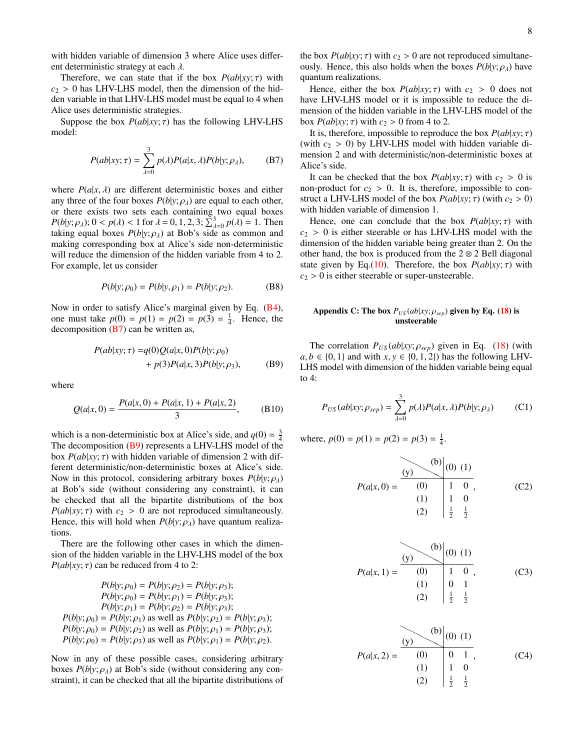with hidden variable of dimension 3 where Alice uses different deterministic strategy at each $\lambda$.

Therefore, we can state that if the box $P(ab|xy;\tau)$ with $c_2 > 0$ has LHV-LHS model, then the dimension of the hidden variable in that LHV-LHS model must be equal to 4 when Alice uses deterministic strategies.

Suppose the box $P(ab|xy;\tau)$ has the following LHV-LHS model:

$$P(ab|xy;\tau) = \sum_{\lambda=0}^{3} p(\lambda)P(a|x,\lambda)P(b|y;\rho_\lambda), \tag{B7}$$

where $P(a|x,\lambda)$ are different deterministic boxes and either any three of the four boxes $P(b|y;\rho_\lambda)$ are equal to each other, or there exists two sets each containing two equal boxes $P(b|y;\rho_\lambda)$; $0 < p(\lambda) < 1$ for $\lambda = 0,1,2,3$; $\sum_{\lambda=0}^{3} p(\lambda) = 1$. Then taking equal boxes $P(b|y;\rho_\lambda)$ at Bob's side as common and making corresponding box at Alice's side non-deterministic will reduce the dimension of the hidden variable from 4 to 2. For example, let us consider

$$P(b|y;\rho_0) = P(b|y,\rho_1) = P(b|y;\rho_2). \tag{B8}$$

Now in order to satisfy Alice's marginal given by Eq. (B4), one must take $p(0) = p(1) = p(2) = p(3) = \frac{1}{4}$. Hence, the decomposition (B7) can be written as,

$$\begin{aligned} P(ab|xy;\tau) =& q(0)Q(a|x,0)P(b|y;\rho_0) \\ &+ p(3)P(a|x,3)P(b|y;\rho_3), \end{aligned} \tag{B9}$$

where

$$Q(a|x,0) = \frac{P(a|x,0) + P(a|x,1) + P(a|x,2)}{3}, \tag{B10}$$

which is a non-deterministic box at Alice's side, and $q(0) = \frac{3}{4}$ The decomposition (B9) represents a LHV-LHS model of the box $P(ab|xy;\tau)$ with hidden variable of dimension 2 with different deterministic/non-deterministic boxes at Alice's side. Now in this protocol, considering arbitrary boxes $P(b|y;\rho_\lambda)$ at Bob's side (without considering any constraint), it can be checked that all the bipartite distributions of the box $P(ab|xy;\tau)$ with $c_2 > 0$ are not reproduced simultaneously. Hence, this will hold when $P(b|y;\rho_\lambda)$ have quantum realizations.

There are the following other cases in which the dimension of the hidden variable in the LHV-LHS model of the box $P(ab|xy;\tau)$ can be reduced from 4 to 2:

$P(b|y;\rho_0) = P(b|y;\rho_2) = P(b|y;\rho_3)$;
$P(b|y;\rho_0) = P(b|y;\rho_1) = P(b|y;\rho_3)$;
$P(b|y;\rho_1) = P(b|y;\rho_2) = P(b|y;\rho_3)$;
$P(b|y;\rho_0) = P(b|y;\rho_1)$ as well as $P(b|y;\rho_2) = P(b|y;\rho_3)$;
$P(b|y;\rho_0) = P(b|y;\rho_2)$ as well as $P(b|y;\rho_1) = P(b|y;\rho_3)$;
$P(b|y;\rho_0) = P(b|y;\rho_3)$ as well as $P(b|y;\rho_1) = P(b|y;\rho_2)$.

Now in any of these possible cases, considering arbitrary boxes $P(b|y;\rho_\lambda)$ at Bob's side (without considering any constraint), it can be checked that all the bipartite distributions of the box $P(ab|xy;\tau)$ with $c_2 > 0$ are not reproduced simultaneously. Hence, this also holds when the boxes $P(b|y;\rho_\lambda)$ have quantum realizations.

Hence, either the box $P(ab|xy;\tau)$ with $c_2 > 0$ does not have LHV-LHS model or it is impossible to reduce the dimension of the hidden variable in the LHV-LHS model of the box $P(ab|xy;\tau)$ with $c_2 > 0$ from 4 to 2.

It is, therefore, impossible to reproduce the box $P(ab|xy;\tau)$ (with $c_2 > 0$) by LHV-LHS model with hidden variable dimension 2 and with deterministic/non-deterministic boxes at Alice's side.

It can be checked that the box $P(ab|xy;\tau)$ with $c_2 > 0$ is non-product for $c_2 > 0$. It is, therefore, impossible to construct a LHV-LHS model of the box $P(ab|xy;\tau)$ (with $c_2 > 0$) with hidden variable of dimension 1.

Hence, one can conclude that the box $P(ab|xy;\tau)$ with $c_2 > 0$ is either steerable or has LHV-LHS model with the dimension of the hidden variable being greater than 2. On the other hand, the box is produced from the $2 \otimes 2$ Bell diagonal state given by Eq.(10). Therefore, the box $P(ab|xy;\tau)$ with $c_2 > 0$ is either steerable or super-unsteerable.

## Appendix C: The box $P_{US}(ab|xy;\rho_{sep})$ given by Eq. (18) is unsteerable

The correlation $P_{US}(ab|xy;\rho_{sep})$ given in Eq. (18) (with $a,b \in \{0,1\}$ and with $x,y \in \{0,1,2\}$) has the following LHV-LHS model with dimension of the hidden variable being equal to 4:

$$P_{US}(ab|xy;\rho_{sep}) = \sum_{\lambda=0}^{3} p(\lambda)P(a|x,\lambda)P(b|y;\rho_\lambda) \tag{C1}$$

where, $p(0) = p(1) = p(2) = p(3) = \frac{1}{4}$.

$P(a|x,0) =$ (C2)

| (y) \ (b) | (0) | (1) |
|---|---|---|
| (0) | 1 | 0 |
| (1) | 1 | 0 |
| (2) | $\frac{1}{2}$ | $\frac{1}{2}$ |

$P(a|x,1) =$ (C3)

| (y) \ (b) | (0) | (1) |
|---|---|---|
| (0) | 1 | 0 |
| (1) | 0 | 1 |
| (2) | $\frac{1}{2}$ | $\frac{1}{2}$ |

$P(a|x,2) =$ (C4)

| (y) \ (b) | (0) | (1) |
|---|---|---|
| (0) | 0 | 1 |
| (1) | 1 | 0 |
| (2) | $\frac{1}{2}$ | $\frac{1}{2}$ |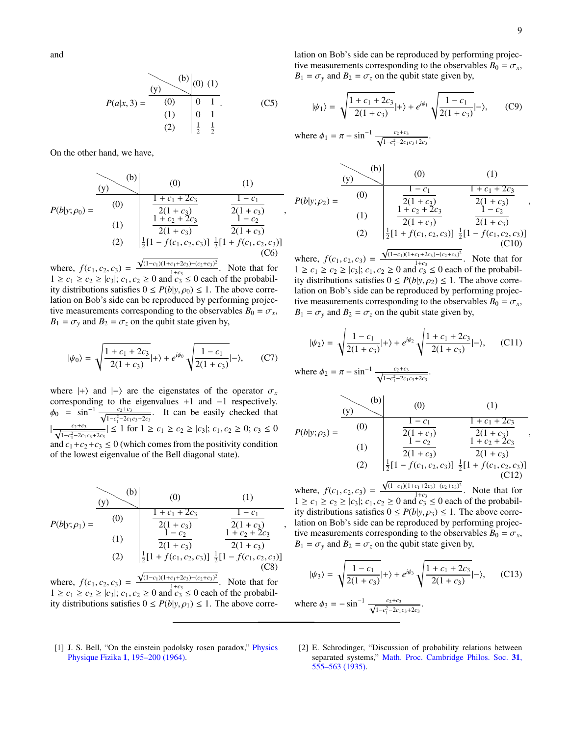and

$$P(a|x,3) = \begin{array}{c|cc} {}^{(y)}\backslash{}^{(b)} & (0) & (1) \\ \hline (0) & 0 & 1 \\ (1) & 0 & 1 \\ (2) & \frac{1}{2} & \frac{1}{2} \end{array}. \tag{C5}$$

On the other hand, we have,

$$P(b|y;\rho_0) = \begin{array}{c|cc} {}^{(y)}\backslash{}^{(b)} & (0) & (1) \\ \hline (0) & \frac{1+c_1+2c_3}{2(1+c_3)} & \frac{1-c_1}{2(1+c_3)} \\ (1) & \frac{1+c_2+2c_3}{2(1+c_3)} & \frac{1-c_2}{2(1+c_3)} \\ (2) & \frac{1}{2}[1-f(c_1,c_2,c_3)] & \frac{1}{2}[1+f(c_1,c_2,c_3)] \end{array}, \tag{C6}$$

where, $f(c_1,c_2,c_3) = \frac{\sqrt{(1-c_1)(1+c_1+2c_3)-(c_2+c_3)^2}}{1+c_3}$. Note that for $1 \geq c_1 \geq c_2 \geq |c_3|$; $c_1, c_2 \geq 0$ and $c_3 \leq 0$ each of the probability distributions satisfies $0 \leq P(b|y,\rho_0) \leq 1$. The above correlation on Bob's side can be reproduced by performing projective measurements corresponding to the observables $B_0 = \sigma_x$, $B_1 = \sigma_y$ and $B_2 = \sigma_z$ on the qubit state given by,

$$|\psi_0\rangle = \sqrt{\frac{1+c_1+2c_3}{2(1+c_3)}}|+\rangle + e^{i\phi_0}\sqrt{\frac{1-c_1}{2(1+c_3)}}|-\rangle, \tag{C7}$$

where $|+\rangle$ and $|-\rangle$ are the eigenstates of the operator $\sigma_x$ corresponding to the eigenvalues $+1$ and $-1$ respectively. $\phi_0 = \sin^{-1}\frac{c_2+c_3}{\sqrt{1-c_1^2-2c_1c_3+2c_3}}$. It can be easily checked that $|\frac{c_2+c_3}{\sqrt{1-c_1^2-2c_1c_3+2c_3}}| \leq 1$ for $1 \geq c_1 \geq c_2 \geq |c_3|$; $c_1, c_2 \geq 0$; $c_3 \leq 0$ and $c_1+c_2+c_3 \leq 0$ (which comes from the positivity condition of the lowest eigenvalue of the Bell diagonal state).

$$P(b|y;\rho_1) = \begin{array}{c|cc} {}^{(y)}\backslash{}^{(b)} & (0) & (1) \\ \hline (0) & \frac{1+c_1+2c_3}{2(1+c_3)} & \frac{1-c_1}{2(1+c_3)} \\ (1) & \frac{1-c_2}{2(1+c_3)} & \frac{1+c_2+2c_3}{2(1+c_3)} \\ (2) & \frac{1}{2}[1+f(c_1,c_2,c_3)] & \frac{1}{2}[1-f(c_1,c_2,c_3)] \end{array}, \tag{C8}$$

where, $f(c_1,c_2,c_3) = \frac{\sqrt{(1-c_1)(1+c_1+2c_3)-(c_2+c_3)^2}}{1+c_3}$. Note that for $1 \geq c_1 \geq c_2 \geq |c_3|$; $c_1, c_2 \geq 0$ and $c_3 \leq 0$ each of the probability distributions satisfies $0 \leq P(b|y,\rho_1) \leq 1$. The above correlation on Bob's side can be reproduced by performing projective measurements corresponding to the observables $B_0 = \sigma_x$, $B_1 = \sigma_y$ and $B_2 = \sigma_z$ on the qubit state given by,

$$|\psi_1\rangle = \sqrt{\frac{1+c_1+2c_3}{2(1+c_3)}}|+\rangle + e^{i\phi_1}\sqrt{\frac{1-c_1}{2(1+c_3)}}|-\rangle, \tag{C9}$$

where $\phi_1 = \pi + \sin^{-1}\frac{c_2+c_3}{\sqrt{1-c_1^2-2c_1c_3+2c_3}}$.

$$P(b|y;\rho_2) = \begin{array}{c|cc} {}^{(y)}\backslash{}^{(b)} & (0) & (1) \\ \hline (0) & \frac{1-c_1}{2(1+c_3)} & \frac{1+c_1+2c_3}{2(1+c_3)} \\ (1) & \frac{1+c_2+2c_3}{2(1+c_3)} & \frac{1-c_2}{2(1+c_3)} \\ (2) & \frac{1}{2}[1+f(c_1,c_2,c_3)] & \frac{1}{2}[1-f(c_1,c_2,c_3)] \end{array}, \tag{C10}$$

where, $f(c_1,c_2,c_3) = \frac{\sqrt{(1-c_1)(1+c_1+2c_3)-(c_2+c_3)^2}}{1+c_3}$. Note that for $1 \geq c_1 \geq c_2 \geq |c_3|$; $c_1, c_2 \geq 0$ and $c_3 \leq 0$ each of the probability distributions satisfies $0 \leq P(b|y,\rho_2) \leq 1$. The above correlation on Bob's side can be reproduced by performing projective measurements corresponding to the observables $B_0 = \sigma_x$, $B_1 = \sigma_y$ and $B_2 = \sigma_z$ on the qubit state given by,

$$|\psi_2\rangle = \sqrt{\frac{1-c_1}{2(1+c_3)}}|+\rangle + e^{i\phi_2}\sqrt{\frac{1+c_1+2c_3}{2(1+c_3)}}|-\rangle, \tag{C11}$$

where $\phi_2 = \pi - \sin^{-1}\frac{c_2+c_3}{\sqrt{1-c_1^2-2c_1c_3+2c_3}}$.

$$P(b|y;\rho_3) = \begin{array}{c|cc} {}^{(y)}\backslash{}^{(b)} & (0) & (1) \\ \hline (0) & \frac{1-c_1}{2(1+c_3)} & \frac{1+c_1+2c_3}{2(1+c_3)} \\ (1) & \frac{1-c_2}{2(1+c_3)} & \frac{1+c_2+2c_3}{2(1+c_3)} \\ (2) & \frac{1}{2}[1-f(c_1,c_2,c_3)] & \frac{1}{2}[1+f(c_1,c_2,c_3)] \end{array}, \tag{C12}$$

where, $f(c_1,c_2,c_3) = \frac{\sqrt{(1-c_1)(1+c_1+2c_3)-(c_2+c_3)^2}}{1+c_3}$. Note that for $1 \geq c_1 \geq c_2 \geq |c_3|$; $c_1, c_2 \geq 0$ and $c_3 \leq 0$ each of the probability distributions satisfies $0 \leq P(b|y,\rho_3) \leq 1$. The above correlation on Bob's side can be reproduced by performing projective measurements corresponding to the observables $B_0 = \sigma_x$, $B_1 = \sigma_y$ and $B_2 = \sigma_z$ on the qubit state given by,

$$|\psi_3\rangle = \sqrt{\frac{1-c_1}{2(1+c_3)}}|+\rangle + e^{i\phi_3}\sqrt{\frac{1+c_1+2c_3}{2(1+c_3)}}|-\rangle, \tag{C13}$$

where $\phi_3 = -\sin^{-1}\frac{c_2+c_3}{\sqrt{1-c_1^2-2c_1c_3+2c_3}}$.

---

[1] J. S. Bell, "On the einstein podolsky rosen paradox," Physics Physique Fizika **1**, 195–200 (1964).

[2] E. Schrodinger, "Discussion of probability relations between separated systems," Math. Proc. Cambridge Philos. Soc. **31**, 555–563 (1935).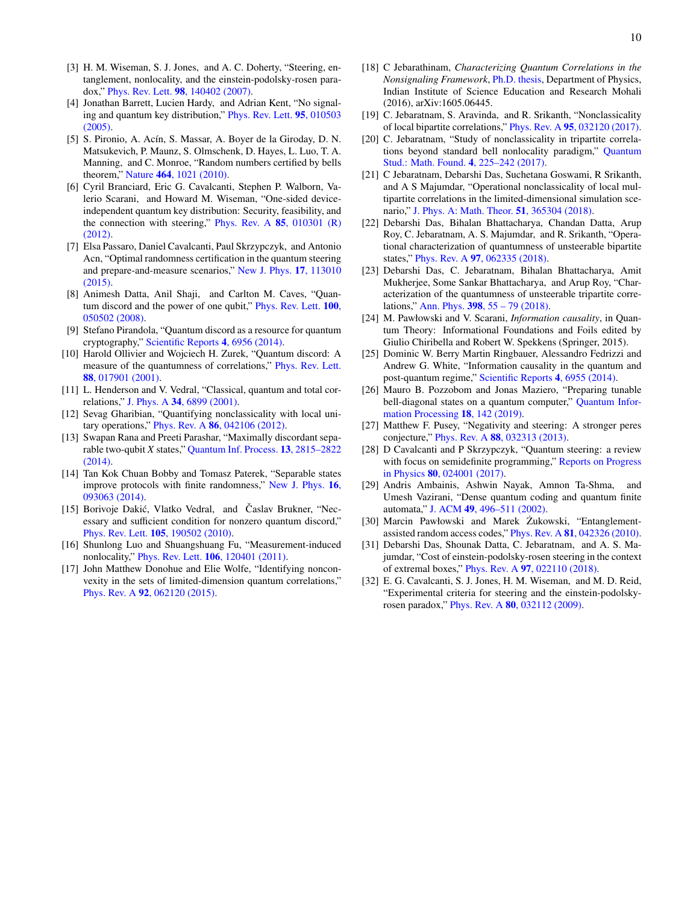[3] H. M. Wiseman, S. J. Jones, and A. C. Doherty, "Steering, entanglement, nonlocality, and the einstein-podolsky-rosen paradox," Phys. Rev. Lett. **98**, 140402 (2007).

[4] Jonathan Barrett, Lucien Hardy, and Adrian Kent, "No signaling and quantum key distribution," Phys. Rev. Lett. **95**, 010503 (2005).

[5] S. Pironio, A. Acín, S. Massar, A. Boyer de la Giroday, D. N. Matsukevich, P. Maunz, S. Olmschenk, D. Hayes, L. Luo, T. A. Manning, and C. Monroe, "Random numbers certified by bells theorem," Nature **464**, 1021 (2010).

[6] Cyril Branciard, Eric G. Cavalcanti, Stephen P. Walborn, Valerio Scarani, and Howard M. Wiseman, "One-sided device-independent quantum key distribution: Security, feasibility, and the connection with steering," Phys. Rev. A **85**, 010301 (R) (2012).

[7] Elsa Passaro, Daniel Cavalcanti, Paul Skrzypczyk, and Antonio Acn, "Optimal randomness certification in the quantum steering and prepare-and-measure scenarios," New J. Phys. **17**, 113010 (2015).

[8] Animesh Datta, Anil Shaji, and Carlton M. Caves, "Quantum discord and the power of one qubit," Phys. Rev. Lett. **100**, 050502 (2008).

[9] Stefano Pirandola, "Quantum discord as a resource for quantum cryptography," Scientific Reports **4**, 6956 (2014).

[10] Harold Ollivier and Wojciech H. Zurek, "Quantum discord: A measure of the quantumness of correlations," Phys. Rev. Lett. **88**, 017901 (2001).

[11] L. Henderson and V. Vedral, "Classical, quantum and total correlations," J. Phys. A **34**, 6899 (2001).

[12] Sevag Gharibian, "Quantifying nonclassicality with local unitary operations," Phys. Rev. A **86**, 042106 (2012).

[13] Swapan Rana and Preeti Parashar, "Maximally discordant separable two-qubit *X* states," Quantum Inf. Process. **13**, 2815–2822 (2014).

[14] Tan Kok Chuan Bobby and Tomasz Paterek, "Separable states improve protocols with finite randomness," New J. Phys. **16**, 093063 (2014).

[15] Borivoje Dakić, Vlatko Vedral, and Časlav Brukner, "Necessary and sufficient condition for nonzero quantum discord," Phys. Rev. Lett. **105**, 190502 (2010).

[16] Shunlong Luo and Shuangshuang Fu, "Measurement-induced nonlocality," Phys. Rev. Lett. **106**, 120401 (2011).

[17] John Matthew Donohue and Elie Wolfe, "Identifying nonconvexity in the sets of limited-dimension quantum correlations," Phys. Rev. A **92**, 062120 (2015).

[18] C Jebarathinam, *Characterizing Quantum Correlations in the Nonsignaling Framework*, Ph.D. thesis, Department of Physics, Indian Institute of Science Education and Research Mohali (2016), arXiv:1605.06445.

[19] C. Jebaratnam, S. Aravinda, and R. Srikanth, "Nonclassicality of local bipartite correlations," Phys. Rev. A **95**, 032120 (2017).

[20] C. Jebaratnam, "Study of nonclassicality in tripartite correlations beyond standard bell nonlocality paradigm," Quantum Stud.: Math. Found. **4**, 225–242 (2017).

[21] C Jebaratnam, Debarshi Das, Suchetana Goswami, R Srikanth, and A S Majumdar, "Operational nonclassicality of local multipartite correlations in the limited-dimensional simulation scenario," J. Phys. A: Math. Theor. **51**, 365304 (2018).

[22] Debarshi Das, Bihalan Bhattacharya, Chandan Datta, Arup Roy, C. Jebaratnam, A. S. Majumdar, and R. Srikanth, "Operational characterization of quantumness of unsteerable bipartite states," Phys. Rev. A **97**, 062335 (2018).

[23] Debarshi Das, C. Jebaratnam, Bihalan Bhattacharya, Amit Mukherjee, Some Sankar Bhattacharya, and Arup Roy, "Characterization of the quantumness of unsteerable tripartite correlations," Ann. Phys. **398**, 55 – 79 (2018).

[24] M. Pawłowski and V. Scarani, *Information causality*, in Quantum Theory: Informational Foundations and Foils edited by Giulio Chiribella and Robert W. Spekkens (Springer, 2015).

[25] Dominic W. Berry Martin Ringbauer, Alessandro Fedrizzi and Andrew G. White, "Information causality in the quantum and post-quantum regime," Scientific Reports **4**, 6955 (2014).

[26] Mauro B. Pozzobom and Jonas Maziero, "Preparing tunable bell-diagonal states on a quantum computer," Quantum Information Processing **18**, 142 (2019).

[27] Matthew F. Pusey, "Negativity and steering: A stronger peres conjecture," Phys. Rev. A **88**, 032313 (2013).

[28] D Cavalcanti and P Skrzypczyk, "Quantum steering: a review with focus on semidefinite programming," Reports on Progress in Physics **80**, 024001 (2017).

[29] Andris Ambainis, Ashwin Nayak, Amnon Ta-Shma, and Umesh Vazirani, "Dense quantum coding and quantum finite automata," J. ACM **49**, 496–511 (2002).

[30] Marcin Pawłowski and Marek Żukowski, "Entanglement-assisted random access codes," Phys. Rev. A **81**, 042326 (2010).

[31] Debarshi Das, Shounak Datta, C. Jebaratnam, and A. S. Majumdar, "Cost of einstein-podolsky-rosen steering in the context of extremal boxes," Phys. Rev. A **97**, 022110 (2018).

[32] E. G. Cavalcanti, S. J. Jones, H. M. Wiseman, and M. D. Reid, "Experimental criteria for steering and the einstein-podolsky-rosen paradox," Phys. Rev. A **80**, 032112 (2009).